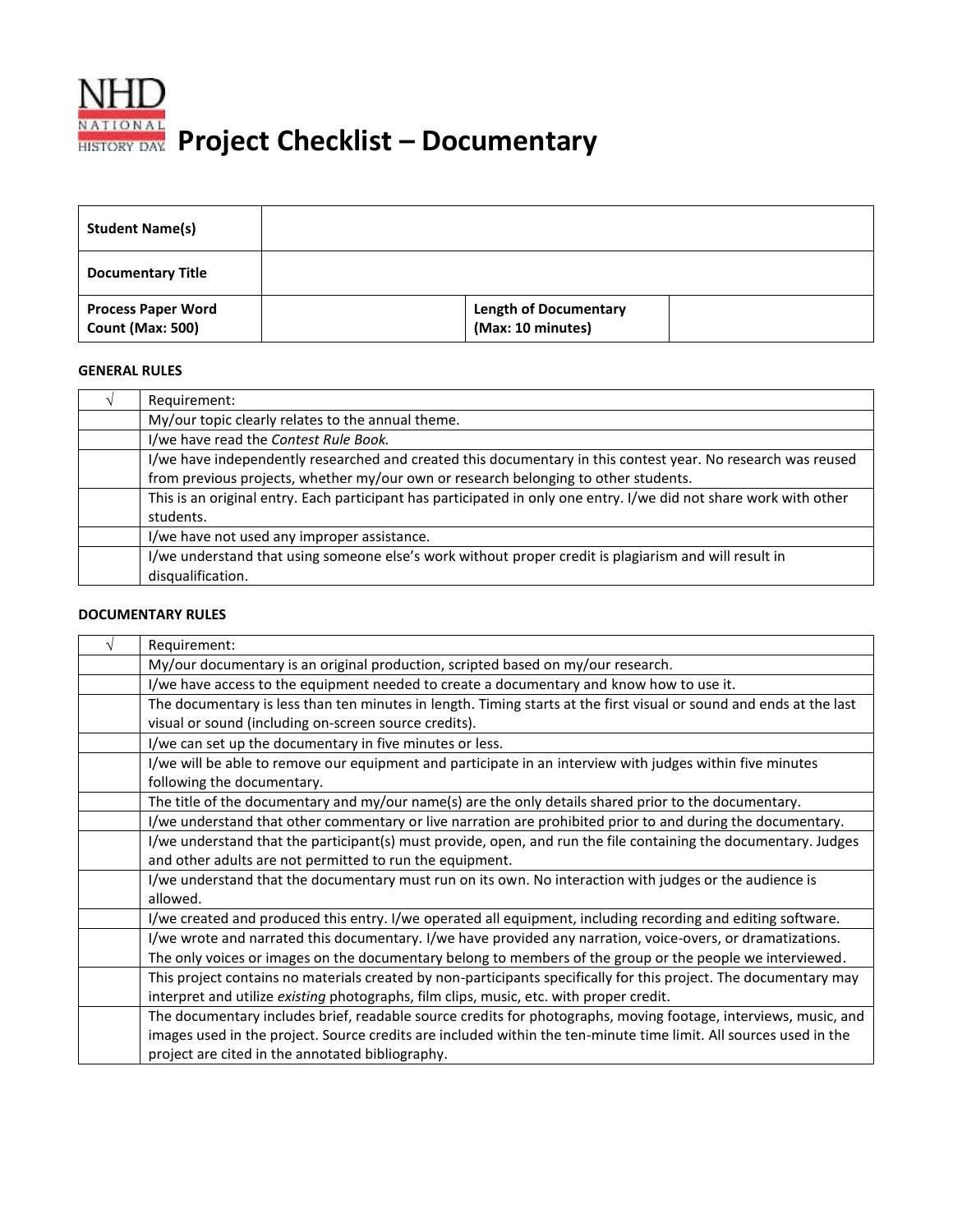# NHD NATIONAL HISTORY DAY Project Checklist – Documentary

| **Student Name(s)** | | | |
|---|---|---|---|
| **Documentary Title** | | | |
| **Process Paper Word Count (Max: 500)** | | **Length of Documentary (Max: 10 minutes)** | |

### GENERAL RULES

| √ | Requirement: |
|---|---|
| | My/our topic clearly relates to the annual theme. |
| | I/we have read the *Contest Rule Book.* |
| | I/we have independently researched and created this documentary in this contest year. No research was reused from previous projects, whether my/our own or research belonging to other students. |
| | This is an original entry. Each participant has participated in only one entry. I/we did not share work with other students. |
| | I/we have not used any improper assistance. |
| | I/we understand that using someone else's work without proper credit is plagiarism and will result in disqualification. |

### DOCUMENTARY RULES

| √ | Requirement: |
|---|---|
| | My/our documentary is an original production, scripted based on my/our research. |
| | I/we have access to the equipment needed to create a documentary and know how to use it. |
| | The documentary is less than ten minutes in length. Timing starts at the first visual or sound and ends at the last visual or sound (including on-screen source credits). |
| | I/we can set up the documentary in five minutes or less. |
| | I/we will be able to remove our equipment and participate in an interview with judges within five minutes following the documentary. |
| | The title of the documentary and my/our name(s) are the only details shared prior to the documentary. |
| | I/we understand that other commentary or live narration are prohibited prior to and during the documentary. |
| | I/we understand that the participant(s) must provide, open, and run the file containing the documentary. Judges and other adults are not permitted to run the equipment. |
| | I/we understand that the documentary must run on its own. No interaction with judges or the audience is allowed. |
| | I/we created and produced this entry. I/we operated all equipment, including recording and editing software. |
| | I/we wrote and narrated this documentary. I/we have provided any narration, voice-overs, or dramatizations. The only voices or images on the documentary belong to members of the group or the people we interviewed. |
| | This project contains no materials created by non-participants specifically for this project. The documentary may interpret and utilize *existing* photographs, film clips, music, etc. with proper credit. |
| | The documentary includes brief, readable source credits for photographs, moving footage, interviews, music, and images used in the project. Source credits are included within the ten-minute time limit. All sources used in the project are cited in the annotated bibliography. |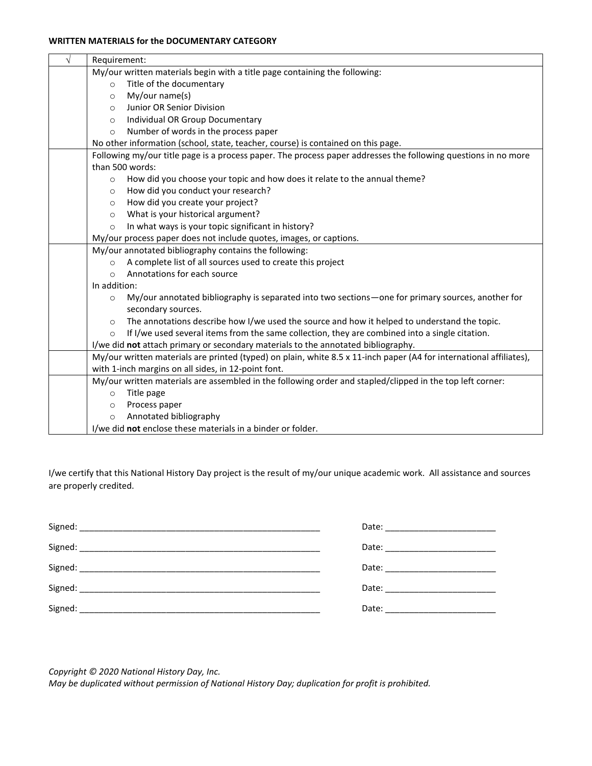**WRITTEN MATERIALS for the DOCUMENTARY CATEGORY**

| √ | Requirement: |
|---|---|
| | My/our written materials begin with a title page containing the following:<br>○ Title of the documentary<br>○ My/our name(s)<br>○ Junior OR Senior Division<br>○ Individual OR Group Documentary<br>○ Number of words in the process paper<br>No other information (school, state, teacher, course) is contained on this page. |
| | Following my/our title page is a process paper. The process paper addresses the following questions in no more than 500 words:<br>○ How did you choose your topic and how does it relate to the annual theme?<br>○ How did you conduct your research?<br>○ How did you create your project?<br>○ What is your historical argument?<br>○ In what ways is your topic significant in history?<br>My/our process paper does not include quotes, images, or captions. |
| | My/our annotated bibliography contains the following:<br>○ A complete list of all sources used to create this project<br>○ Annotations for each source<br>In addition:<br>○ My/our annotated bibliography is separated into two sections—one for primary sources, another for secondary sources.<br>○ The annotations describe how I/we used the source and how it helped to understand the topic.<br>○ If I/we used several items from the same collection, they are combined into a single citation.<br>I/we did **not** attach primary or secondary materials to the annotated bibliography. |
| | My/our written materials are printed (typed) on plain, white 8.5 x 11-inch paper (A4 for international affiliates), with 1-inch margins on all sides, in 12-point font. |
| | My/our written materials are assembled in the following order and stapled/clipped in the top left corner:<br>○ Title page<br>○ Process paper<br>○ Annotated bibliography<br>I/we did **not** enclose these materials in a binder or folder. |

I/we certify that this National History Day project is the result of my/our unique academic work. All assistance and sources are properly credited.

Signed: ____________________________________________________ Date: ________________________

Signed: ____________________________________________________ Date: ________________________

Signed: ____________________________________________________ Date: ________________________

Signed: ____________________________________________________ Date: ________________________

Signed: ____________________________________________________ Date: ________________________

*Copyright © 2020 National History Day, Inc.*
*May be duplicated without permission of National History Day; duplication for profit is prohibited.*